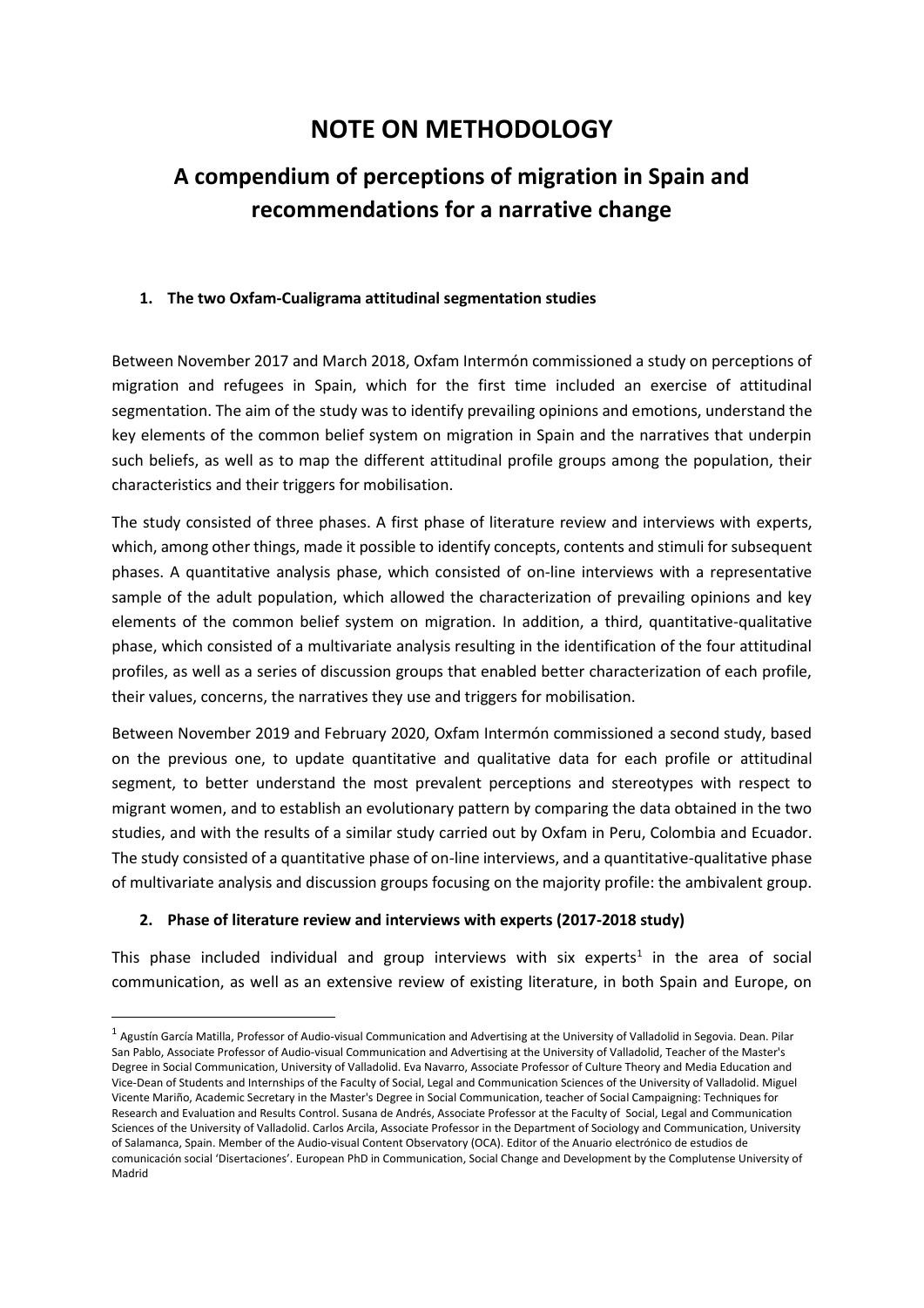# NOTE ON METHODOLOGY

## A compendium of perceptions of migration in Spain and recommendations for a narrative change

### 1. The two Oxfam-Cualigrama attitudinal segmentation studies

Between November 2017 and March 2018, Oxfam Intermón commissioned a study on perceptions of migration and refugees in Spain, which for the first time included an exercise of attitudinal segmentation. The aim of the study was to identify prevailing opinions and emotions, understand the key elements of the common belief system on migration in Spain and the narratives that underpin such beliefs, as well as to map the different attitudinal profile groups among the population, their characteristics and their triggers for mobilisation.

The study consisted of three phases. A first phase of literature review and interviews with experts, which, among other things, made it possible to identify concepts, contents and stimuli for subsequent phases. A quantitative analysis phase, which consisted of on-line interviews with a representative sample of the adult population, which allowed the characterization of prevailing opinions and key elements of the common belief system on migration. In addition, a third, quantitative-qualitative phase, which consisted of a multivariate analysis resulting in the identification of the four attitudinal profiles, as well as a series of discussion groups that enabled better characterization of each profile, their values, concerns, the narratives they use and triggers for mobilisation.

Between November 2019 and February 2020, Oxfam Intermón commissioned a second study, based on the previous one, to update quantitative and qualitative data for each profile or attitudinal segment, to better understand the most prevalent perceptions and stereotypes with respect to migrant women, and to establish an evolutionary pattern by comparing the data obtained in the two studies, and with the results of a similar study carried out by Oxfam in Peru, Colombia and Ecuador. The study consisted of a quantitative phase of on-line interviews, and a quantitative-qualitative phase of multivariate analysis and discussion groups focusing on the majority profile: the ambivalent group.

### 2. Phase of literature review and interviews with experts (2017-2018 study)

This phase included individual and group interviews with six experts[1] in the area of social communication, as well as an extensive review of existing literature, in both Spain and Europe, on

[1] Agustín García Matilla, Professor of Audio-visual Communication and Advertising at the University of Valladolid in Segovia. Dean. Pilar San Pablo, Associate Professor of Audio-visual Communication and Advertising at the University of Valladolid, Teacher of the Master's Degree in Social Communication, University of Valladolid. Eva Navarro, Associate Professor of Culture Theory and Media Education and Vice-Dean of Students and Internships of the Faculty of Social, Legal and Communication Sciences of the University of Valladolid. Miguel Vicente Mariño, Academic Secretary in the Master's Degree in Social Communication, teacher of Social Campaigning: Techniques for Research and Evaluation and Results Control. Susana de Andrés, Associate Professor at the Faculty of Social, Legal and Communication Sciences of the University of Valladolid. Carlos Arcila, Associate Professor in the Department of Sociology and Communication, University of Salamanca, Spain. Member of the Audio-visual Content Observatory (OCA). Editor of the Anuario electrónico de estudios de comunicación social 'Disertaciones'. European PhD in Communication, Social Change and Development by the Complutense University of Madrid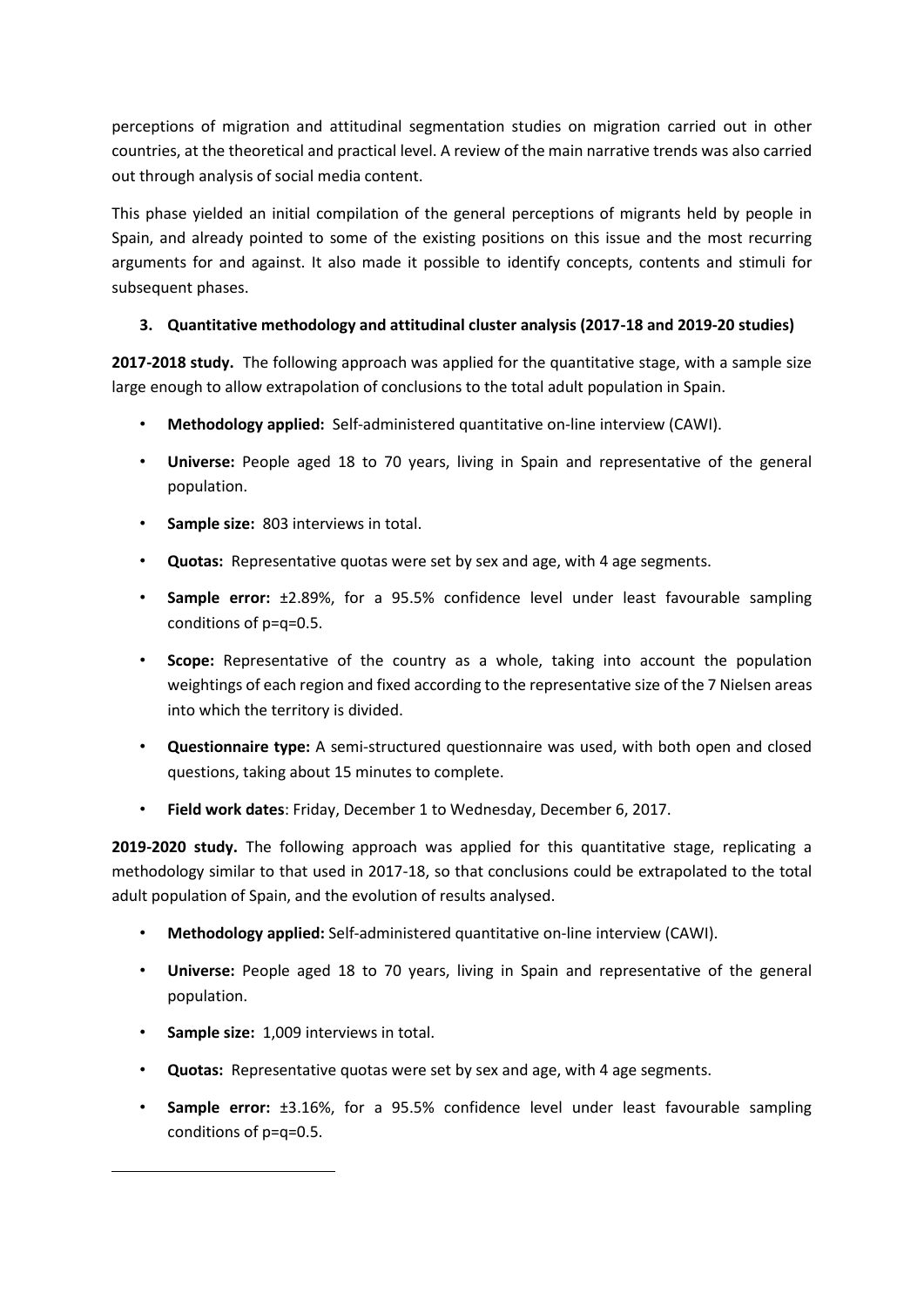perceptions of migration and attitudinal segmentation studies on migration carried out in other countries, at the theoretical and practical level. A review of the main narrative trends was also carried out through analysis of social media content.

This phase yielded an initial compilation of the general perceptions of migrants held by people in Spain, and already pointed to some of the existing positions on this issue and the most recurring arguments for and against. It also made it possible to identify concepts, contents and stimuli for subsequent phases.

### 3. Quantitative methodology and attitudinal cluster analysis (2017-18 and 2019-20 studies)

**2017-2018 study.** The following approach was applied for the quantitative stage, with a sample size large enough to allow extrapolation of conclusions to the total adult population in Spain.

- **Methodology applied:** Self-administered quantitative on-line interview (CAWI).
- **Universe:** People aged 18 to 70 years, living in Spain and representative of the general population.
- **Sample size:** 803 interviews in total.
- **Quotas:** Representative quotas were set by sex and age, with 4 age segments.
- **Sample error:** ±2.89%, for a 95.5% confidence level under least favourable sampling conditions of p=q=0.5.
- **Scope:** Representative of the country as a whole, taking into account the population weightings of each region and fixed according to the representative size of the 7 Nielsen areas into which the territory is divided.
- **Questionnaire type:** A semi-structured questionnaire was used, with both open and closed questions, taking about 15 minutes to complete.
- **Field work dates**: Friday, December 1 to Wednesday, December 6, 2017.

**2019-2020 study.** The following approach was applied for this quantitative stage, replicating a methodology similar to that used in 2017-18, so that conclusions could be extrapolated to the total adult population of Spain, and the evolution of results analysed.

- **Methodology applied:** Self-administered quantitative on-line interview (CAWI).
- **Universe:** People aged 18 to 70 years, living in Spain and representative of the general population.
- **Sample size:** 1,009 interviews in total.
- **Quotas:** Representative quotas were set by sex and age, with 4 age segments.
- **Sample error:** ±3.16%, for a 95.5% confidence level under least favourable sampling conditions of p=q=0.5.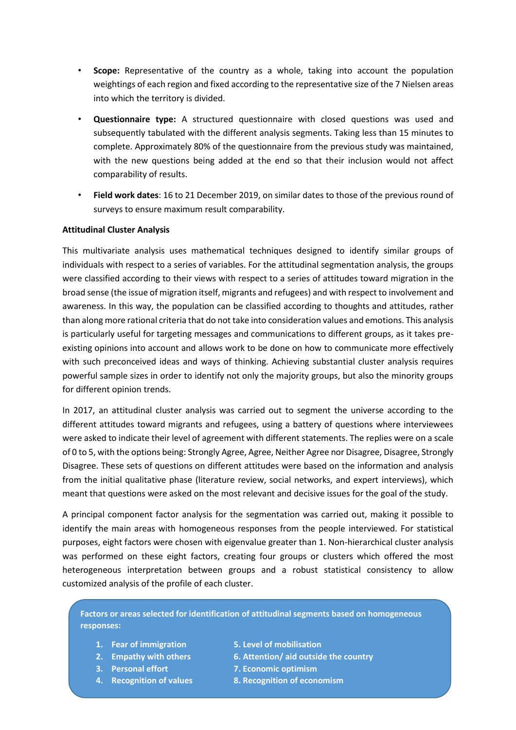- **Scope:** Representative of the country as a whole, taking into account the population weightings of each region and fixed according to the representative size of the 7 Nielsen areas into which the territory is divided.
- **Questionnaire type:** A structured questionnaire with closed questions was used and subsequently tabulated with the different analysis segments. Taking less than 15 minutes to complete. Approximately 80% of the questionnaire from the previous study was maintained, with the new questions being added at the end so that their inclusion would not affect comparability of results.
- **Field work dates**: 16 to 21 December 2019, on similar dates to those of the previous round of surveys to ensure maximum result comparability.

**Attitudinal Cluster Analysis**

This multivariate analysis uses mathematical techniques designed to identify similar groups of individuals with respect to a series of variables. For the attitudinal segmentation analysis, the groups were classified according to their views with respect to a series of attitudes toward migration in the broad sense (the issue of migration itself, migrants and refugees) and with respect to involvement and awareness. In this way, the population can be classified according to thoughts and attitudes, rather than along more rational criteria that do not take into consideration values and emotions. This analysis is particularly useful for targeting messages and communications to different groups, as it takes pre-existing opinions into account and allows work to be done on how to communicate more effectively with such preconceived ideas and ways of thinking. Achieving substantial cluster analysis requires powerful sample sizes in order to identify not only the majority groups, but also the minority groups for different opinion trends.

In 2017, an attitudinal cluster analysis was carried out to segment the universe according to the different attitudes toward migrants and refugees, using a battery of questions where interviewees were asked to indicate their level of agreement with different statements. The replies were on a scale of 0 to 5, with the options being: Strongly Agree, Agree, Neither Agree nor Disagree, Disagree, Strongly Disagree. These sets of questions on different attitudes were based on the information and analysis from the initial qualitative phase (literature review, social networks, and expert interviews), which meant that questions were asked on the most relevant and decisive issues for the goal of the study.

A principal component factor analysis for the segmentation was carried out, making it possible to identify the main areas with homogeneous responses from the people interviewed. For statistical purposes, eight factors were chosen with eigenvalue greater than 1. Non-hierarchical cluster analysis was performed on these eight factors, creating four groups or clusters which offered the most heterogeneous interpretation between groups and a robust statistical consistency to allow customized analysis of the profile of each cluster.

**Factors or areas selected for identification of attitudinal segments based on homogeneous responses:**

1. **Fear of immigration**
2. **Empathy with others**
3. **Personal effort**
4. **Recognition of values**
5. **Level of mobilisation**
6. **Attention/ aid outside the country**
7. **Economic optimism**
8. **Recognition of economism**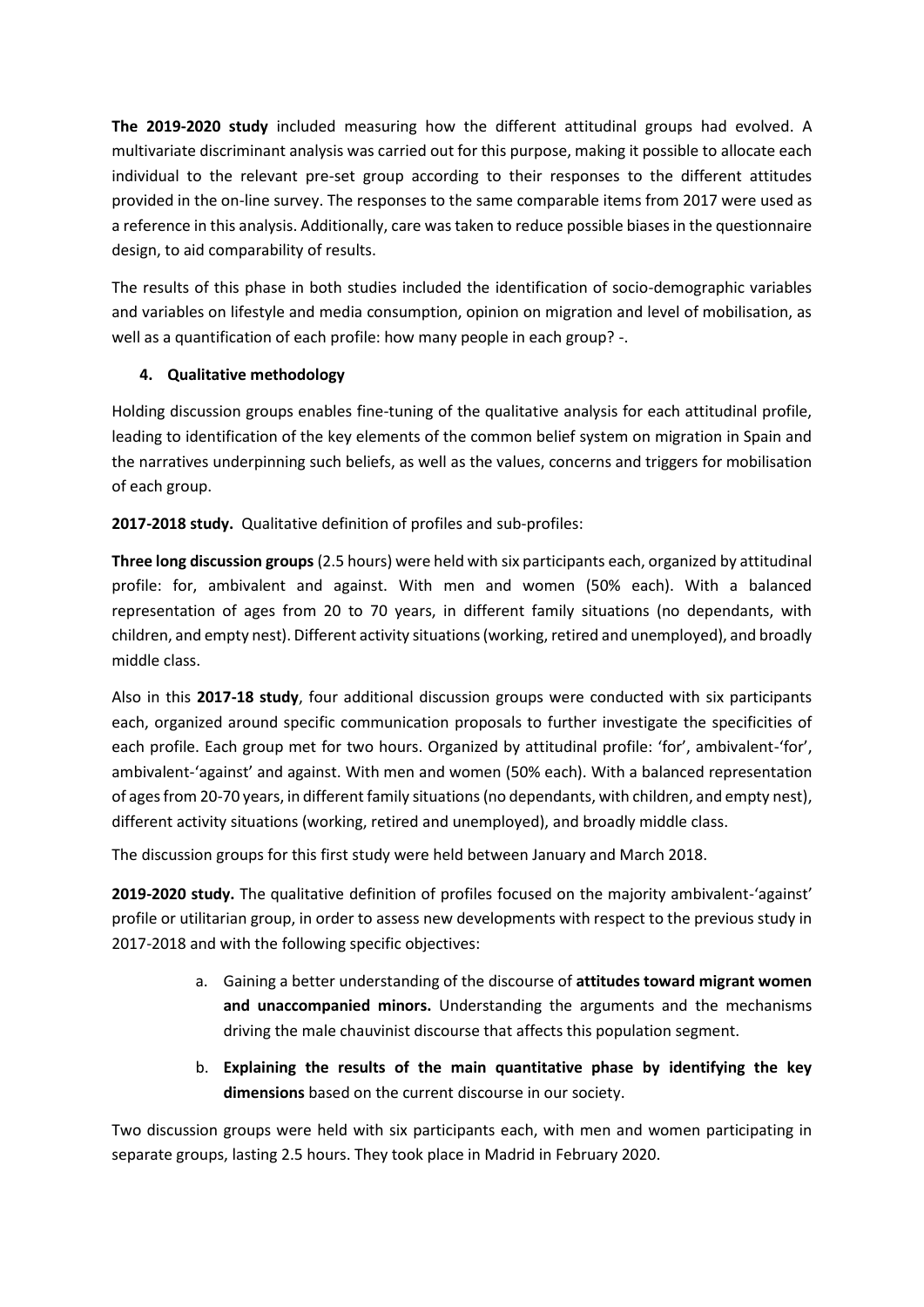**The 2019-2020 study** included measuring how the different attitudinal groups had evolved. A multivariate discriminant analysis was carried out for this purpose, making it possible to allocate each individual to the relevant pre-set group according to their responses to the different attitudes provided in the on-line survey. The responses to the same comparable items from 2017 were used as a reference in this analysis. Additionally, care was taken to reduce possible biases in the questionnaire design, to aid comparability of results.

The results of this phase in both studies included the identification of socio-demographic variables and variables on lifestyle and media consumption, opinion on migration and level of mobilisation, as well as a quantification of each profile: how many people in each group? -.

## 4. Qualitative methodology

Holding discussion groups enables fine-tuning of the qualitative analysis for each attitudinal profile, leading to identification of the key elements of the common belief system on migration in Spain and the narratives underpinning such beliefs, as well as the values, concerns and triggers for mobilisation of each group.

**2017-2018 study.** Qualitative definition of profiles and sub-profiles:

**Three long discussion groups** (2.5 hours) were held with six participants each, organized by attitudinal profile: for, ambivalent and against. With men and women (50% each). With a balanced representation of ages from 20 to 70 years, in different family situations (no dependants, with children, and empty nest). Different activity situations (working, retired and unemployed), and broadly middle class.

Also in this **2017-18 study**, four additional discussion groups were conducted with six participants each, organized around specific communication proposals to further investigate the specificities of each profile. Each group met for two hours. Organized by attitudinal profile: 'for', ambivalent-'for', ambivalent-'against' and against. With men and women (50% each). With a balanced representation of ages from 20-70 years, in different family situations (no dependants, with children, and empty nest), different activity situations (working, retired and unemployed), and broadly middle class.

The discussion groups for this first study were held between January and March 2018.

**2019-2020 study.** The qualitative definition of profiles focused on the majority ambivalent-'against' profile or utilitarian group, in order to assess new developments with respect to the previous study in 2017-2018 and with the following specific objectives:

a. Gaining a better understanding of the discourse of **attitudes toward migrant women and unaccompanied minors.** Understanding the arguments and the mechanisms driving the male chauvinist discourse that affects this population segment.

b. **Explaining the results of the main quantitative phase by identifying the key dimensions** based on the current discourse in our society.

Two discussion groups were held with six participants each, with men and women participating in separate groups, lasting 2.5 hours. They took place in Madrid in February 2020.